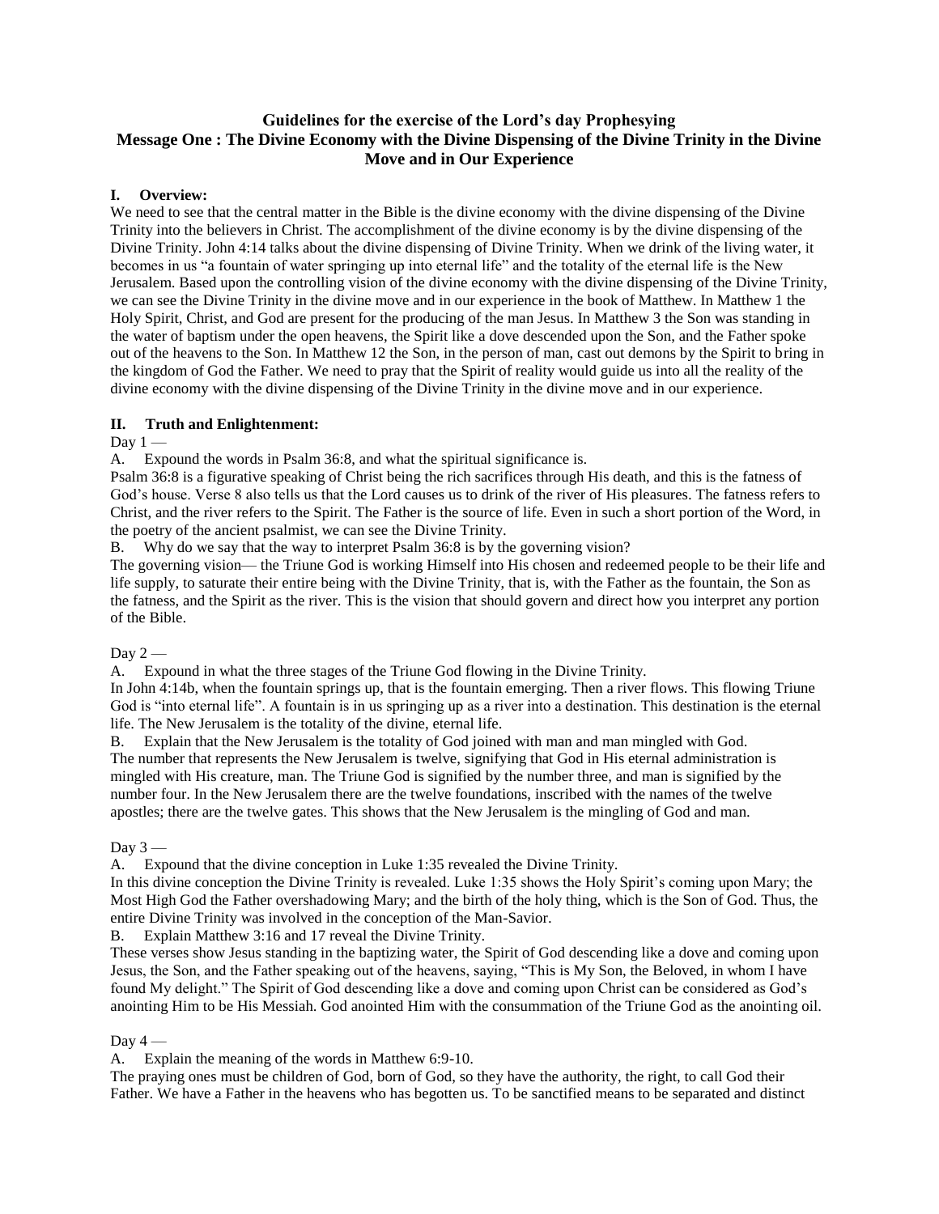# Guidelines for the exercise of the Lord's day Prophesying
# Message One : The Divine Economy with the Divine Dispensing of the Divine Trinity in the Divine Move and in Our Experience

## I. Overview:

We need to see that the central matter in the Bible is the divine economy with the divine dispensing of the Divine Trinity into the believers in Christ. The accomplishment of the divine economy is by the divine dispensing of the Divine Trinity. John 4:14 talks about the divine dispensing of Divine Trinity. When we drink of the living water, it becomes in us "a fountain of water springing up into eternal life" and the totality of the eternal life is the New Jerusalem. Based upon the controlling vision of the divine economy with the divine dispensing of the Divine Trinity, we can see the Divine Trinity in the divine move and in our experience in the book of Matthew. In Matthew 1 the Holy Spirit, Christ, and God are present for the producing of the man Jesus. In Matthew 3 the Son was standing in the water of baptism under the open heavens, the Spirit like a dove descended upon the Son, and the Father spoke out of the heavens to the Son. In Matthew 12 the Son, in the person of man, cast out demons by the Spirit to bring in the kingdom of God the Father. We need to pray that the Spirit of reality would guide us into all the reality of the divine economy with the divine dispensing of the Divine Trinity in the divine move and in our experience.

## II. Truth and Enlightenment:

Day 1 —

A. Expound the words in Psalm 36:8, and what the spiritual significance is.

Psalm 36:8 is a figurative speaking of Christ being the rich sacrifices through His death, and this is the fatness of God's house. Verse 8 also tells us that the Lord causes us to drink of the river of His pleasures. The fatness refers to Christ, and the river refers to the Spirit. The Father is the source of life. Even in such a short portion of the Word, in the poetry of the ancient psalmist, we can see the Divine Trinity.

B. Why do we say that the way to interpret Psalm 36:8 is by the governing vision?

The governing vision— the Triune God is working Himself into His chosen and redeemed people to be their life and life supply, to saturate their entire being with the Divine Trinity, that is, with the Father as the fountain, the Son as the fatness, and the Spirit as the river. This is the vision that should govern and direct how you interpret any portion of the Bible.

Day 2 —

A. Expound in what the three stages of the Triune God flowing in the Divine Trinity.

In John 4:14b, when the fountain springs up, that is the fountain emerging. Then a river flows. This flowing Triune God is "into eternal life". A fountain is in us springing up as a river into a destination. This destination is the eternal life. The New Jerusalem is the totality of the divine, eternal life.

B. Explain that the New Jerusalem is the totality of God joined with man and man mingled with God.

The number that represents the New Jerusalem is twelve, signifying that God in His eternal administration is mingled with His creature, man. The Triune God is signified by the number three, and man is signified by the number four. In the New Jerusalem there are the twelve foundations, inscribed with the names of the twelve apostles; there are the twelve gates. This shows that the New Jerusalem is the mingling of God and man.

Day 3 —

A. Expound that the divine conception in Luke 1:35 revealed the Divine Trinity.

In this divine conception the Divine Trinity is revealed. Luke 1:35 shows the Holy Spirit's coming upon Mary; the Most High God the Father overshadowing Mary; and the birth of the holy thing, which is the Son of God. Thus, the entire Divine Trinity was involved in the conception of the Man-Savior.

B. Explain Matthew 3:16 and 17 reveal the Divine Trinity.

These verses show Jesus standing in the baptizing water, the Spirit of God descending like a dove and coming upon Jesus, the Son, and the Father speaking out of the heavens, saying, "This is My Son, the Beloved, in whom I have found My delight." The Spirit of God descending like a dove and coming upon Christ can be considered as God's anointing Him to be His Messiah. God anointed Him with the consummation of the Triune God as the anointing oil.

Day 4 —

A. Explain the meaning of the words in Matthew 6:9-10.

The praying ones must be children of God, born of God, so they have the authority, the right, to call God their Father. We have a Father in the heavens who has begotten us. To be sanctified means to be separated and distinct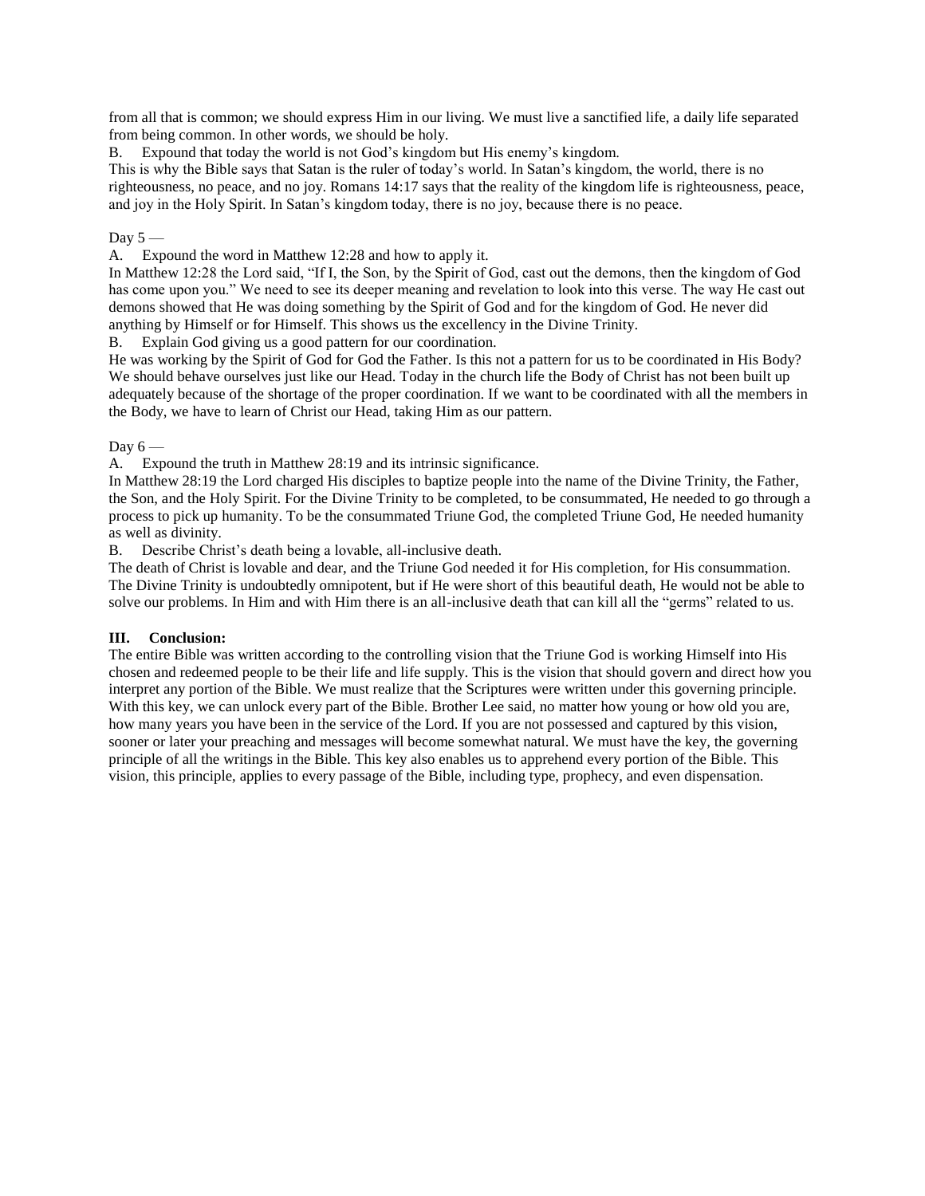from all that is common; we should express Him in our living. We must live a sanctified life, a daily life separated from being common. In other words, we should be holy.

B. Expound that today the world is not God's kingdom but His enemy's kingdom.

This is why the Bible says that Satan is the ruler of today's world. In Satan's kingdom, the world, there is no righteousness, no peace, and no joy. Romans 14:17 says that the reality of the kingdom life is righteousness, peace, and joy in the Holy Spirit. In Satan's kingdom today, there is no joy, because there is no peace.

Day 5 —

A. Expound the word in Matthew 12:28 and how to apply it.

In Matthew 12:28 the Lord said, "If I, the Son, by the Spirit of God, cast out the demons, then the kingdom of God has come upon you." We need to see its deeper meaning and revelation to look into this verse. The way He cast out demons showed that He was doing something by the Spirit of God and for the kingdom of God. He never did anything by Himself or for Himself. This shows us the excellency in the Divine Trinity.

B. Explain God giving us a good pattern for our coordination.

He was working by the Spirit of God for God the Father. Is this not a pattern for us to be coordinated in His Body? We should behave ourselves just like our Head. Today in the church life the Body of Christ has not been built up adequately because of the shortage of the proper coordination. If we want to be coordinated with all the members in the Body, we have to learn of Christ our Head, taking Him as our pattern.

Day 6 —

A. Expound the truth in Matthew 28:19 and its intrinsic significance.

In Matthew 28:19 the Lord charged His disciples to baptize people into the name of the Divine Trinity, the Father, the Son, and the Holy Spirit. For the Divine Trinity to be completed, to be consummated, He needed to go through a process to pick up humanity. To be the consummated Triune God, the completed Triune God, He needed humanity as well as divinity.

B. Describe Christ's death being a lovable, all-inclusive death.

The death of Christ is lovable and dear, and the Triune God needed it for His completion, for His consummation. The Divine Trinity is undoubtedly omnipotent, but if He were short of this beautiful death, He would not be able to solve our problems. In Him and with Him there is an all-inclusive death that can kill all the "germs" related to us.

**III. Conclusion:**

The entire Bible was written according to the controlling vision that the Triune God is working Himself into His chosen and redeemed people to be their life and life supply. This is the vision that should govern and direct how you interpret any portion of the Bible. We must realize that the Scriptures were written under this governing principle. With this key, we can unlock every part of the Bible. Brother Lee said, no matter how young or how old you are, how many years you have been in the service of the Lord. If you are not possessed and captured by this vision, sooner or later your preaching and messages will become somewhat natural. We must have the key, the governing principle of all the writings in the Bible. This key also enables us to apprehend every portion of the Bible. This vision, this principle, applies to every passage of the Bible, including type, prophecy, and even dispensation.